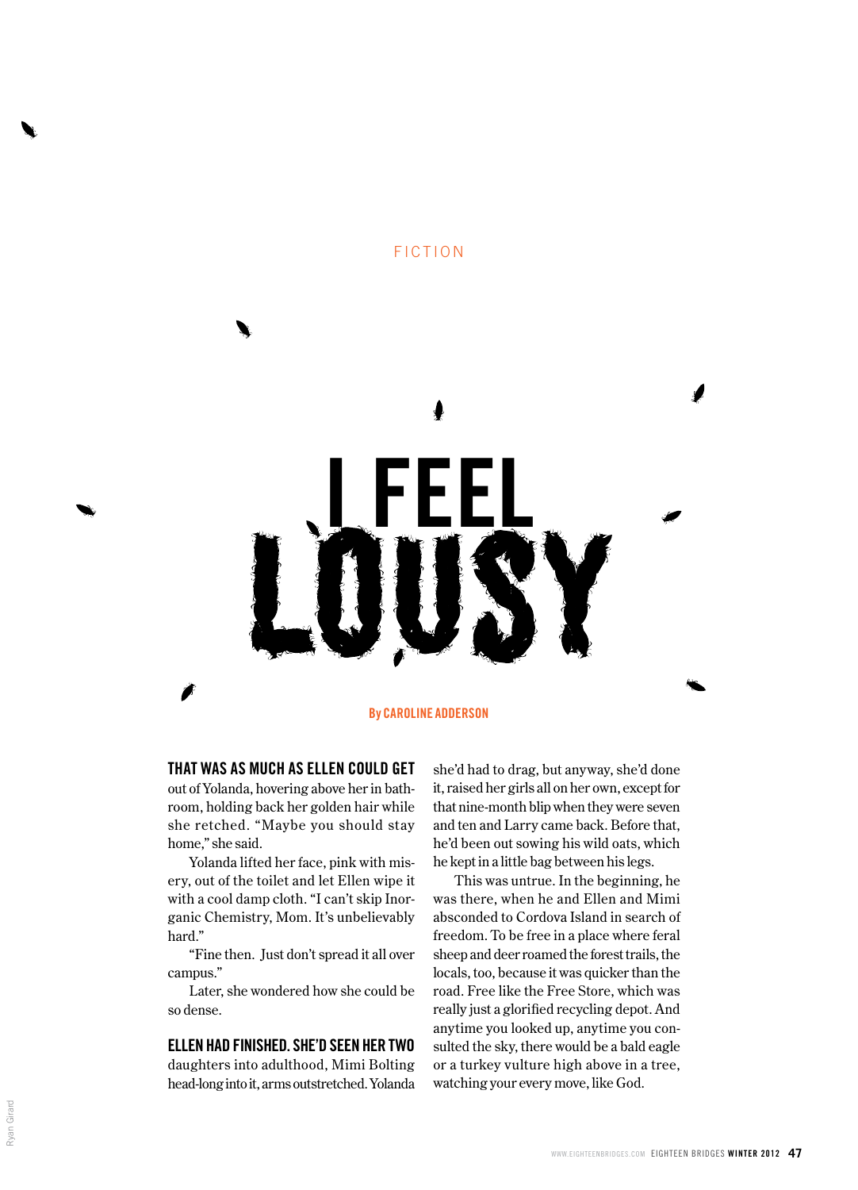FICTION

# I FEEL LOUSY

**By CAROLINE ADDERSON**

**THAT WAS AS MUCH AS ELLEN COULD GET** out of Yolanda, hovering above her in bathroom, holding back her golden hair while she retched. "Maybe you should stay home," she said.

Yolanda lifted her face, pink with misery, out of the toilet and let Ellen wipe it with a cool damp cloth. "I can't skip Inorganic Chemistry, Mom. It's unbelievably hard."

"Fine then. Just don't spread it all over campus."

Later, she wondered how she could be so dense.

**ELLEN HAD FINISHED. SHE'D SEEN HER TWO** daughters into adulthood, Mimi Bolting head-long into it, arms outstretched. Yolanda she'd had to drag, but anyway, she'd done it, raised her girls all on her own, except for that nine-month blip when they were seven and ten and Larry came back. Before that, he'd been out sowing his wild oats, which he kept in a little bag between his legs.

This was untrue. In the beginning, he was there, when he and Ellen and Mimi absconded to Cordova Island in search of freedom. To be free in a place where feral sheep and deer roamed the forest trails, the locals, too, because it was quicker than the road. Free like the Free Store, which was really just a glorified recycling depot. And anytime you looked up, anytime you consulted the sky, there would be a bald eagle or a turkey vulture high above in a tree, watching your every move, like God.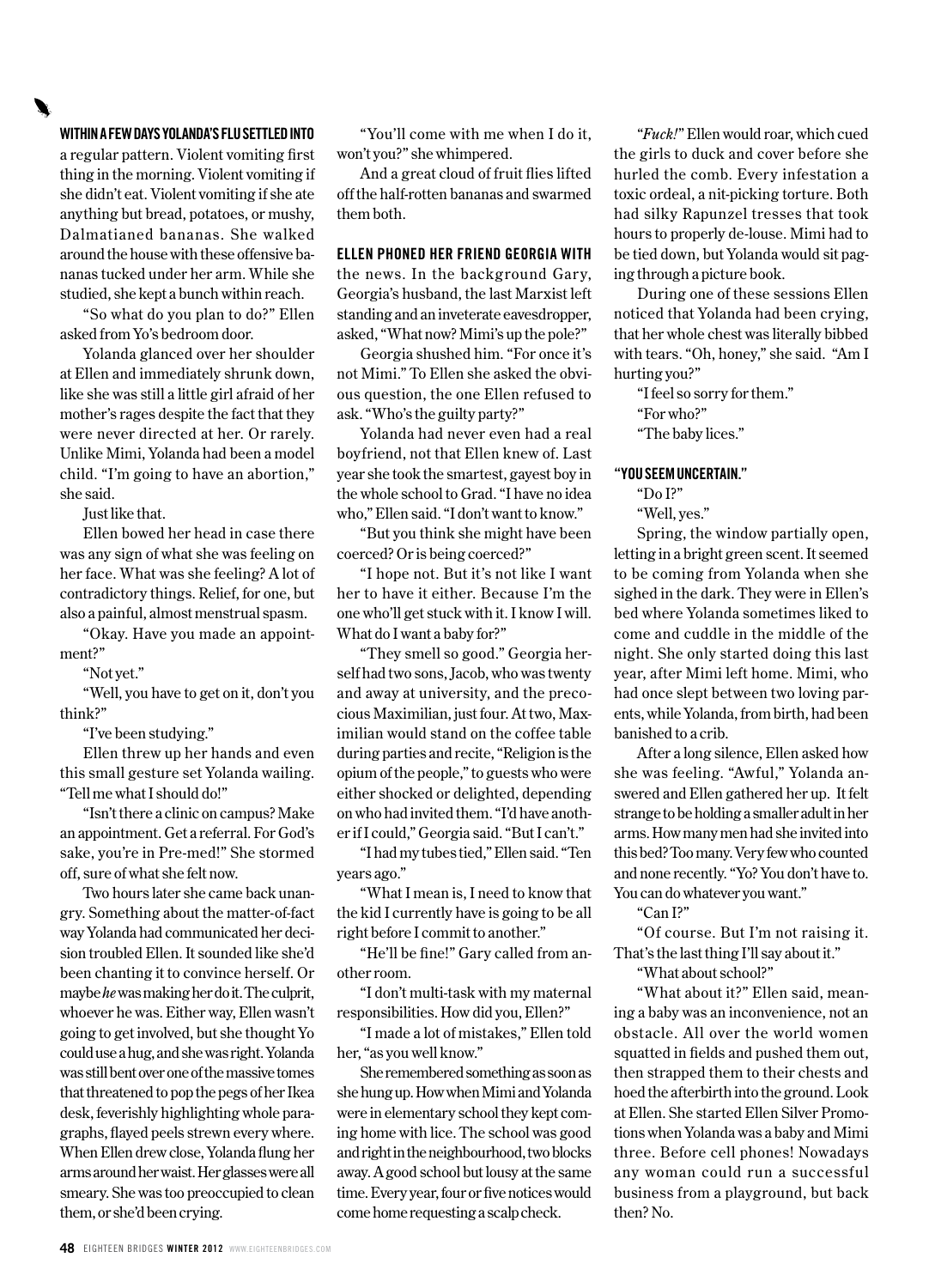**WITHIN A FEW DAYS YOLANDA'S FLU SETTLED INTO** a regular pattern. Violent vomiting first thing in the morning. Violent vomiting if she didn't eat. Violent vomiting if she ate anything but bread, potatoes, or mushy, Dalmatianed bananas. She walked around the house with these offensive bananas tucked under her arm. While she studied, she kept a bunch within reach.

"So what do you plan to do?" Ellen asked from Yo's bedroom door.

Yolanda glanced over her shoulder at Ellen and immediately shrunk down, like she was still a little girl afraid of her mother's rages despite the fact that they were never directed at her. Or rarely. Unlike Mimi, Yolanda had been a model child. "I'm going to have an abortion," she said.

Just like that.

Ellen bowed her head in case there was any sign of what she was feeling on her face. What was she feeling? A lot of contradictory things. Relief, for one, but also a painful, almost menstrual spasm.

"Okay. Have you made an appointment?"

"Not yet."

"Well, you have to get on it, don't you think?"

"I've been studying."

Ellen threw up her hands and even this small gesture set Yolanda wailing. "Tell me what I should do!"

"Isn't there a clinic on campus? Make an appointment. Get a referral. For God's sake, you're in Pre-med!" She stormed off, sure of what she felt now.

Two hours later she came back unangry. Something about the matter-of-fact way Yolanda had communicated her decision troubled Ellen. It sounded like she'd been chanting it to convince herself. Or maybe *he* was making her do it. The culprit, whoever he was. Either way, Ellen wasn't going to get involved, but she thought Yo could use a hug, and she was right. Yolanda was still bent over one of the massive tomes that threatened to pop the pegs of her Ikea desk, feverishly highlighting whole paragraphs, flayed peels strewn every where. When Ellen drew close, Yolanda flung her arms around her waist. Her glasses were all smeary. She was too preoccupied to clean them, or she'd been crying.

"You'll come with me when I do it, won't you?" she whimpered.

And a great cloud of fruit flies lifted off the half-rotten bananas and swarmed them both.

**ELLEN PHONED HER FRIEND GEORGIA WITH** the news. In the background Gary, Georgia's husband, the last Marxist left standing and an inveterate eavesdropper, asked, "What now? Mimi's up the pole?"

Georgia shushed him. "For once it's not Mimi." To Ellen she asked the obvious question, the one Ellen refused to ask. "Who's the guilty party?"

Yolanda had never even had a real boyfriend, not that Ellen knew of. Last year she took the smartest, gayest boy in the whole school to Grad. "I have no idea who," Ellen said. "I don't want to know."

"But you think she might have been coerced? Or is being coerced?"

"I hope not. But it's not like I want her to have it either. Because I'm the one who'll get stuck with it. I know I will. What do I want a baby for?"

"They smell so good." Georgia herself had two sons, Jacob, who was twenty and away at university, and the precocious Maximilian, just four. At two, Maximilian would stand on the coffee table during parties and recite, "Religion is the opium of the people," to guests who were either shocked or delighted, depending on who had invited them. "I'd have another if I could," Georgia said. "But I can't."

"I had my tubes tied," Ellen said. "Ten years ago."

"What I mean is, I need to know that the kid I currently have is going to be all right before I commit to another."

"He'll be fine!" Gary called from another room.

"I don't multi-task with my maternal responsibilities. How did you, Ellen?"

"I made a lot of mistakes," Ellen told her, "as you well know."

She remembered something as soon as she hung up. How when Mimi and Yolanda were in elementary school they kept coming home with lice. The school was good and right in the neighbourhood, two blocks away. A good school but lousy at the same time. Every year, four or five notices would come home requesting a scalp check.

"*Fuck!*" Ellen would roar, which cued the girls to duck and cover before she hurled the comb. Every infestation a toxic ordeal, a nit-picking torture. Both had silky Rapunzel tresses that took hours to properly de-louse. Mimi had to be tied down, but Yolanda would sit paging through a picture book.

During one of these sessions Ellen noticed that Yolanda had been crying, that her whole chest was literally bibbed with tears. "Oh, honey," she said. "Am I hurting you?"

"I feel so sorry for them."

"For who?"

"The baby lices."

**"YOU SEEM UNCERTAIN."**

"Do I?"

"Well, yes."

Spring, the window partially open, letting in a bright green scent. It seemed to be coming from Yolanda when she sighed in the dark. They were in Ellen's bed where Yolanda sometimes liked to come and cuddle in the middle of the night. She only started doing this last year, after Mimi left home. Mimi, who had once slept between two loving parents, while Yolanda, from birth, had been banished to a crib.

After a long silence, Ellen asked how she was feeling. "Awful," Yolanda answered and Ellen gathered her up. It felt strange to be holding a smaller adult in her arms. How many men had she invited into this bed? Too many. Very few who counted and none recently. "Yo? You don't have to. You can do whatever you want."

"Can I?"

"Of course. But I'm not raising it. That's the last thing I'll say about it."

"What about school?"

"What about it?" Ellen said, meaning a baby was an inconvenience, not an obstacle. All over the world women squatted in fields and pushed them out, then strapped them to their chests and hoed the afterbirth into the ground. Look at Ellen. She started Ellen Silver Promotions when Yolanda was a baby and Mimi three. Before cell phones! Nowadays any woman could run a successful business from a playground, but back then? No.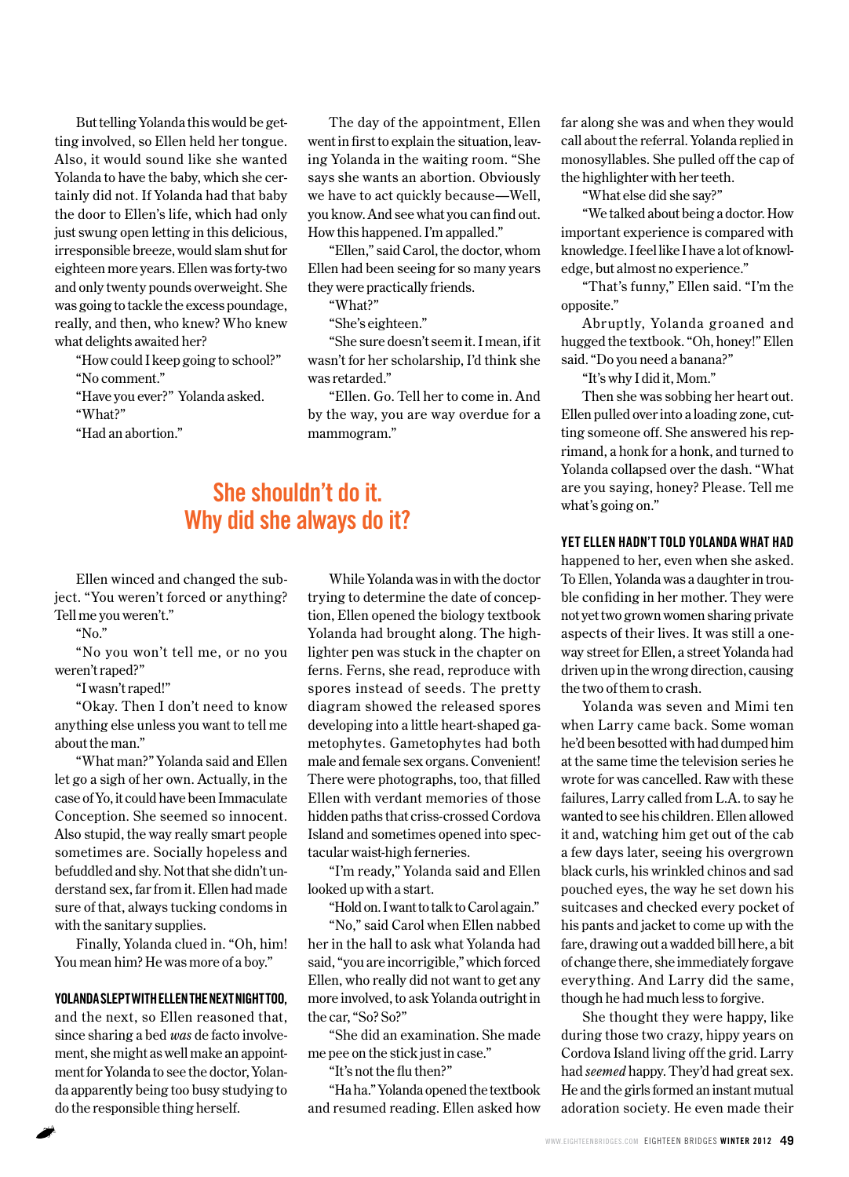But telling Yolanda this would be getting involved, so Ellen held her tongue. Also, it would sound like she wanted Yolanda to have the baby, which she certainly did not. If Yolanda had that baby the door to Ellen's life, which had only just swung open letting in this delicious, irresponsible breeze, would slam shut for eighteen more years. Ellen was forty-two and only twenty pounds overweight. She was going to tackle the excess poundage, really, and then, who knew? Who knew what delights awaited her?

"How could I keep going to school?"

"No comment."

"Have you ever?" Yolanda asked.

"What?"

"Had an abortion."

The day of the appointment, Ellen went in first to explain the situation, leaving Yolanda in the waiting room. "She says she wants an abortion. Obviously we have to act quickly because—Well, you know. And see what you can find out. How this happened. I'm appalled."

"Ellen," said Carol, the doctor, whom Ellen had been seeing for so many years they were practically friends.

"What?"

"She's eighteen."

"She sure doesn't seem it. I mean, if it wasn't for her scholarship, I'd think she was retarded."

"Ellen. Go. Tell her to come in. And by the way, you are way overdue for a mammogram."

> **She shouldn't do it. Why did she always do it?**

Ellen winced and changed the subject. "You weren't forced or anything? Tell me you weren't."

"No."

"No you won't tell me, or no you weren't raped?"

"I wasn't raped!"

"Okay. Then I don't need to know anything else unless you want to tell me about the man."

"What man?" Yolanda said and Ellen let go a sigh of her own. Actually, in the case of Yo, it could have been Immaculate Conception. She seemed so innocent. Also stupid, the way really smart people sometimes are. Socially hopeless and befuddled and shy. Not that she didn't understand sex, far from it. Ellen had made sure of that, always tucking condoms in with the sanitary supplies.

Finally, Yolanda clued in. "Oh, him! You mean him? He was more of a boy."

**YOLANDA SLEPT WITH ELLEN THE NEXT NIGHT TOO,** and the next, so Ellen reasoned that, since sharing a bed *was* de facto involvement, she might as well make an appointment for Yolanda to see the doctor, Yolanda apparently being too busy studying to do the responsible thing herself.

While Yolanda was in with the doctor trying to determine the date of conception, Ellen opened the biology textbook Yolanda had brought along. The highlighter pen was stuck in the chapter on ferns. Ferns, she read, reproduce with spores instead of seeds. The pretty diagram showed the released spores developing into a little heart-shaped gametophytes. Gametophytes had both male and female sex organs. Convenient! There were photographs, too, that filled Ellen with verdant memories of those hidden paths that criss-crossed Cordova Island and sometimes opened into spectacular waist-high ferneries.

"I'm ready," Yolanda said and Ellen looked up with a start.

"Hold on. I want to talk to Carol again."

"No," said Carol when Ellen nabbed her in the hall to ask what Yolanda had said, "you are incorrigible," which forced Ellen, who really did not want to get any more involved, to ask Yolanda outright in the car, "So? So?"

"She did an examination. She made me pee on the stick just in case."

"It's not the flu then?"

"Ha ha." Yolanda opened the textbook and resumed reading. Ellen asked how far along she was and when they would call about the referral. Yolanda replied in monosyllables. She pulled off the cap of the highlighter with her teeth.

"What else did she say?"

"We talked about being a doctor. How important experience is compared with knowledge. I feel like I have a lot of knowledge, but almost no experience."

"That's funny," Ellen said. "I'm the opposite."

Abruptly, Yolanda groaned and hugged the textbook. "Oh, honey!" Ellen said. "Do you need a banana?"

"It's why I did it, Mom."

Then she was sobbing her heart out. Ellen pulled over into a loading zone, cutting someone off. She answered his reprimand, a honk for a honk, and turned to Yolanda collapsed over the dash. "What are you saying, honey? Please. Tell me what's going on."

**YET ELLEN HADN'T TOLD YOLANDA WHAT HAD** happened to her, even when she asked. To Ellen, Yolanda was a daughter in trouble confiding in her mother. They were not yet two grown women sharing private aspects of their lives. It was still a one-way street for Ellen, a street Yolanda had driven up in the wrong direction, causing the two of them to crash.

Yolanda was seven and Mimi ten when Larry came back. Some woman he'd been besotted with had dumped him at the same time the television series he wrote for was cancelled. Raw with these failures, Larry called from L.A. to say he wanted to see his children. Ellen allowed it and, watching him get out of the cab a few days later, seeing his overgrown black curls, his wrinkled chinos and sad pouched eyes, the way he set down his suitcases and checked every pocket of his pants and jacket to come up with the fare, drawing out a wadded bill here, a bit of change there, she immediately forgave everything. And Larry did the same, though he had much less to forgive.

She thought they were happy, like during those two crazy, hippy years on Cordova Island living off the grid. Larry had *seemed* happy. They'd had great sex. He and the girls formed an instant mutual adoration society. He even made their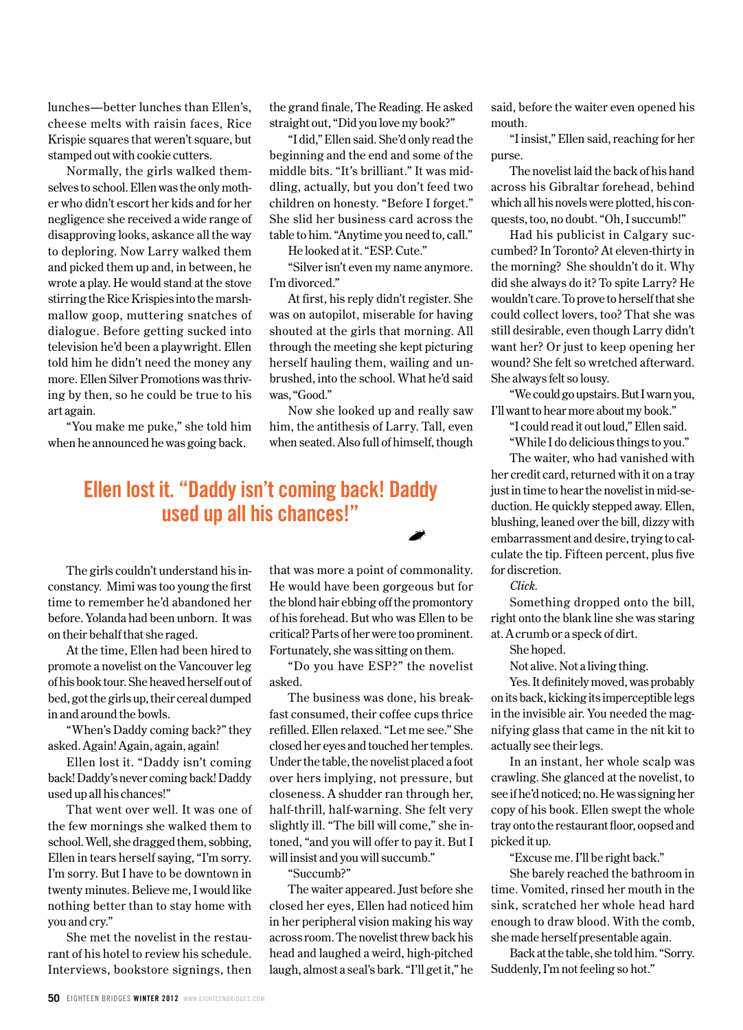lunches—better lunches than Ellen's, cheese melts with raisin faces, Rice Krispie squares that weren't square, but stamped out with cookie cutters.

Normally, the girls walked themselves to school. Ellen was the only mother who didn't escort her kids and for her negligence she received a wide range of disapproving looks, askance all the way to deploring. Now Larry walked them and picked them up and, in between, he wrote a play. He would stand at the stove stirring the Rice Krispies into the marshmallow goop, muttering snatches of dialogue. Before getting sucked into television he'd been a playwright. Ellen told him he didn't need the money any more. Ellen Silver Promotions was thriving by then, so he could be true to his art again.

"You make me puke," she told him when he announced he was going back.

The girls couldn't understand his inconstancy. Mimi was too young the first time to remember he'd abandoned her before. Yolanda had been unborn. It was on their behalf that she raged.

At the time, Ellen had been hired to promote a novelist on the Vancouver leg of his book tour. She heaved herself out of bed, got the girls up, their cereal dumped in and around the bowls.

"When's Daddy coming back?" they asked. Again! Again, again, again!

Ellen lost it. "Daddy isn't coming back! Daddy's never coming back! Daddy used up all his chances!"

That went over well. It was one of the few mornings she walked them to school. Well, she dragged them, sobbing, Ellen in tears herself saying, "I'm sorry. I'm sorry. But I have to be downtown in twenty minutes. Believe me, I would like nothing better than to stay home with you and cry."

She met the novelist in the restaurant of his hotel to review his schedule. Interviews, bookstore signings, then the grand finale, The Reading. He asked straight out, "Did you love my book?"

"I did," Ellen said. She'd only read the beginning and the end and some of the middle bits. "It's brilliant." It was middling, actually, but you don't feed two children on honesty. "Before I forget." She slid her business card across the table to him. "Anytime you need to, call."

He looked at it. "ESP. Cute."

"Silver isn't even my name anymore. I'm divorced."

At first, his reply didn't register. She was on autopilot, miserable for having shouted at the girls that morning. All through the meeting she kept picturing herself hauling them, wailing and unbrushed, into the school. What he'd said was, "Good."

Now she looked up and really saw him, the antithesis of Larry. Tall, even when seated. Also full of himself, though that was more a point of commonality. He would have been gorgeous but for the blond hair ebbing off the promontory of his forehead. But who was Ellen to be critical? Parts of her were too prominent. Fortunately, she was sitting on them.

"Do you have ESP?" the novelist asked.

The business was done, his breakfast consumed, their coffee cups thrice refilled. Ellen relaxed. "Let me see." She closed her eyes and touched her temples. Under the table, the novelist placed a foot over hers implying, not pressure, but closeness. A shudder ran through her, half-thrill, half-warning. She felt very slightly ill. "The bill will come," she intoned, "and you will offer to pay it. But I will insist and you will succumb."

"Succumb?"

The waiter appeared. Just before she closed her eyes, Ellen had noticed him in her peripheral vision making his way across room. The novelist threw back his head and laughed a weird, high-pitched laugh, almost a seal's bark. "I'll get it," he said, before the waiter even opened his mouth.

"I insist," Ellen said, reaching for her purse.

The novelist laid the back of his hand across his Gibraltar forehead, behind which all his novels were plotted, his conquests, too, no doubt. "Oh, I succumb!"

Had his publicist in Calgary succumbed? In Toronto? At eleven-thirty in the morning? She shouldn't do it. Why did she always do it? To spite Larry? He wouldn't care. To prove to herself that she could collect lovers, too? That she was still desirable, even though Larry didn't want her? Or just to keep opening her wound? She felt so wretched afterward. She always felt so lousy.

"We could go upstairs. But I warn you, I'll want to hear more about my book."

"I could read it out loud," Ellen said.

"While I do delicious things to you."

The waiter, who had vanished with her credit card, returned with it on a tray just in time to hear the novelist in mid-seduction. He quickly stepped away. Ellen, blushing, leaned over the bill, dizzy with embarrassment and desire, trying to calculate the tip. Fifteen percent, plus five for discretion.

*Click.*

Something dropped onto the bill, right onto the blank line she was staring at. A crumb or a speck of dirt.

She hoped.

Not alive. Not a living thing.

Yes. It definitely moved, was probably on its back, kicking its imperceptible legs in the invisible air. You needed the magnifying glass that came in the nit kit to actually see their legs.

In an instant, her whole scalp was crawling. She glanced at the novelist, to see if he'd noticed; no. He was signing her copy of his book. Ellen swept the whole tray onto the restaurant floor, oopsed and picked it up.

"Excuse me. I'll be right back."

She barely reached the bathroom in time. Vomited, rinsed her mouth in the sink, scratched her whole head hard enough to draw blood. With the comb, she made herself presentable again.

Back at the table, she told him. "Sorry. Suddenly, I'm not feeling so hot."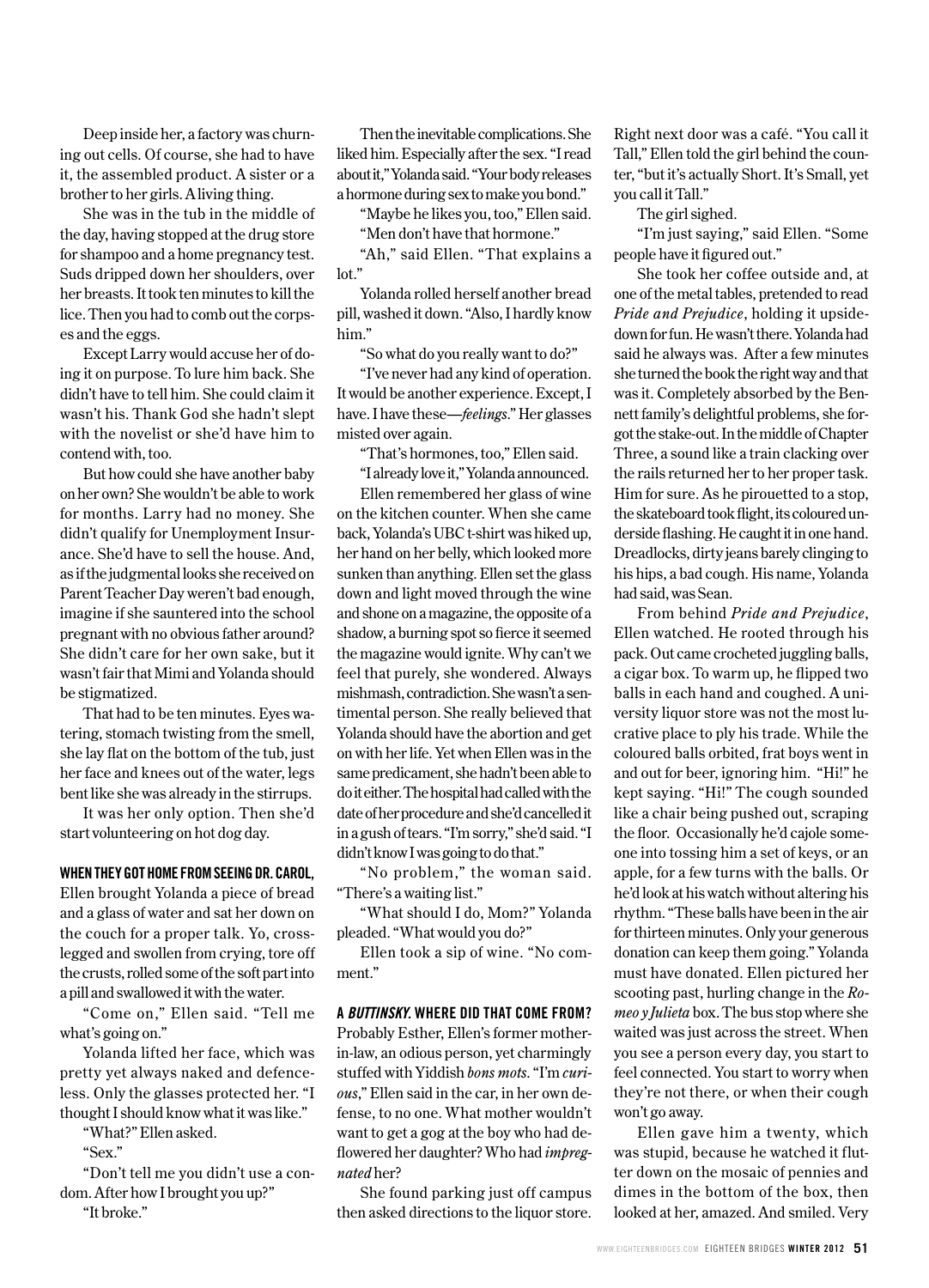Deep inside her, a factory was churning out cells. Of course, she had to have it, the assembled product. A sister or a brother to her girls. A living thing.

She was in the tub in the middle of the day, having stopped at the drug store for shampoo and a home pregnancy test. Suds dripped down her shoulders, over her breasts. It took ten minutes to kill the lice. Then you had to comb out the corpses and the eggs.

Except Larry would accuse her of doing it on purpose. To lure him back. She didn't have to tell him. She could claim it wasn't his. Thank God she hadn't slept with the novelist or she'd have him to contend with, too.

But how could she have another baby on her own? She wouldn't be able to work for months. Larry had no money. She didn't qualify for Unemployment Insurance. She'd have to sell the house. And, as if the judgmental looks she received on Parent Teacher Day weren't bad enough, imagine if she sauntered into the school pregnant with no obvious father around? She didn't care for her own sake, but it wasn't fair that Mimi and Yolanda should be stigmatized.

That had to be ten minutes. Eyes watering, stomach twisting from the smell, she lay flat on the bottom of the tub, just her face and knees out of the water, legs bent like she was already in the stirrups.

It was her only option. Then she'd start volunteering on hot dog day.

**WHEN THEY GOT HOME FROM SEEING DR. CAROL,** Ellen brought Yolanda a piece of bread and a glass of water and sat her down on the couch for a proper talk. Yo, cross-legged and swollen from crying, tore off the crusts, rolled some of the soft part into a pill and swallowed it with the water.

"Come on," Ellen said. "Tell me what's going on."

Yolanda lifted her face, which was pretty yet always naked and defenceless. Only the glasses protected her. "I thought I should know what it was like."

"What?" Ellen asked.

"Sex."

"Don't tell me you didn't use a condom. After how I brought you up?"

"It broke."

Then the inevitable complications. She liked him. Especially after the sex. "I read about it," Yolanda said. "Your body releases a hormone during sex to make you bond."

"Maybe he likes you, too," Ellen said.

"Men don't have that hormone."

"Ah," said Ellen. "That explains a lot."

Yolanda rolled herself another bread pill, washed it down. "Also, I hardly know him."

"So what do you really want to do?"

"I've never had any kind of operation. It would be another experience. Except, I have. I have these—*feelings*." Her glasses misted over again.

"That's hormones, too," Ellen said.

"I already love it," Yolanda announced.

Ellen remembered her glass of wine on the kitchen counter. When she came back, Yolanda's UBC t-shirt was hiked up, her hand on her belly, which looked more sunken than anything. Ellen set the glass down and light moved through the wine and shone on a magazine, the opposite of a shadow, a burning spot so fierce it seemed the magazine would ignite. Why can't we feel that purely, she wondered. Always mishmash, contradiction. She wasn't a sentimental person. She really believed that Yolanda should have the abortion and get on with her life. Yet when Ellen was in the same predicament, she hadn't been able to do it either. The hospital had called with the date of her procedure and she'd cancelled it in a gush of tears. "I'm sorry," she'd said. "I didn't know I was going to do that."

"No problem," the woman said. "There's a waiting list."

"What should I do, Mom?" Yolanda pleaded. "What would you do?"

Ellen took a sip of wine. "No comment."

**A *BUTTINSKY*. WHERE DID THAT COME FROM?** Probably Esther, Ellen's former mother-in-law, an odious person, yet charmingly stuffed with Yiddish *bons mots*. "I'm *curious*," Ellen said in the car, in her own defense, to no one. What mother wouldn't want to get a gog at the boy who had deflowered her daughter? Who had *impregnated* her?

She found parking just off campus then asked directions to the liquor store. Right next door was a café. "You call it Tall," Ellen told the girl behind the counter, "but it's actually Short. It's Small, yet you call it Tall."

The girl sighed.

"I'm just saying," said Ellen. "Some people have it figured out."

She took her coffee outside and, at one of the metal tables, pretended to read *Pride and Prejudice*, holding it upside-down for fun. He wasn't there. Yolanda had said he always was. After a few minutes she turned the book the right way and that was it. Completely absorbed by the Bennett family's delightful problems, she forgot the stake-out. In the middle of Chapter Three, a sound like a train clacking over the rails returned her to her proper task. Him for sure. As he pirouetted to a stop, the skateboard took flight, its coloured underside flashing. He caught it in one hand. Dreadlocks, dirty jeans barely clinging to his hips, a bad cough. His name, Yolanda had said, was Sean.

From behind *Pride and Prejudice*, Ellen watched. He rooted through his pack. Out came crocheted juggling balls, a cigar box. To warm up, he flipped two balls in each hand and coughed. A university liquor store was not the most lucrative place to ply his trade. While the coloured balls orbited, frat boys went in and out for beer, ignoring him. "Hi!" he kept saying. "Hi!" The cough sounded like a chair being pushed out, scraping the floor. Occasionally he'd cajole someone into tossing him a set of keys, or an apple, for a few turns with the balls. Or he'd look at his watch without altering his rhythm. "These balls have been in the air for thirteen minutes. Only your generous donation can keep them going." Yolanda must have donated. Ellen pictured her scooting past, hurling change in the *Romeo y Julieta* box. The bus stop where she waited was just across the street. When you see a person every day, you start to feel connected. You start to worry when they're not there, or when their cough won't go away.

Ellen gave him a twenty, which was stupid, because he watched it flutter down on the mosaic of pennies and dimes in the bottom of the box, then looked at her, amazed. And smiled. Very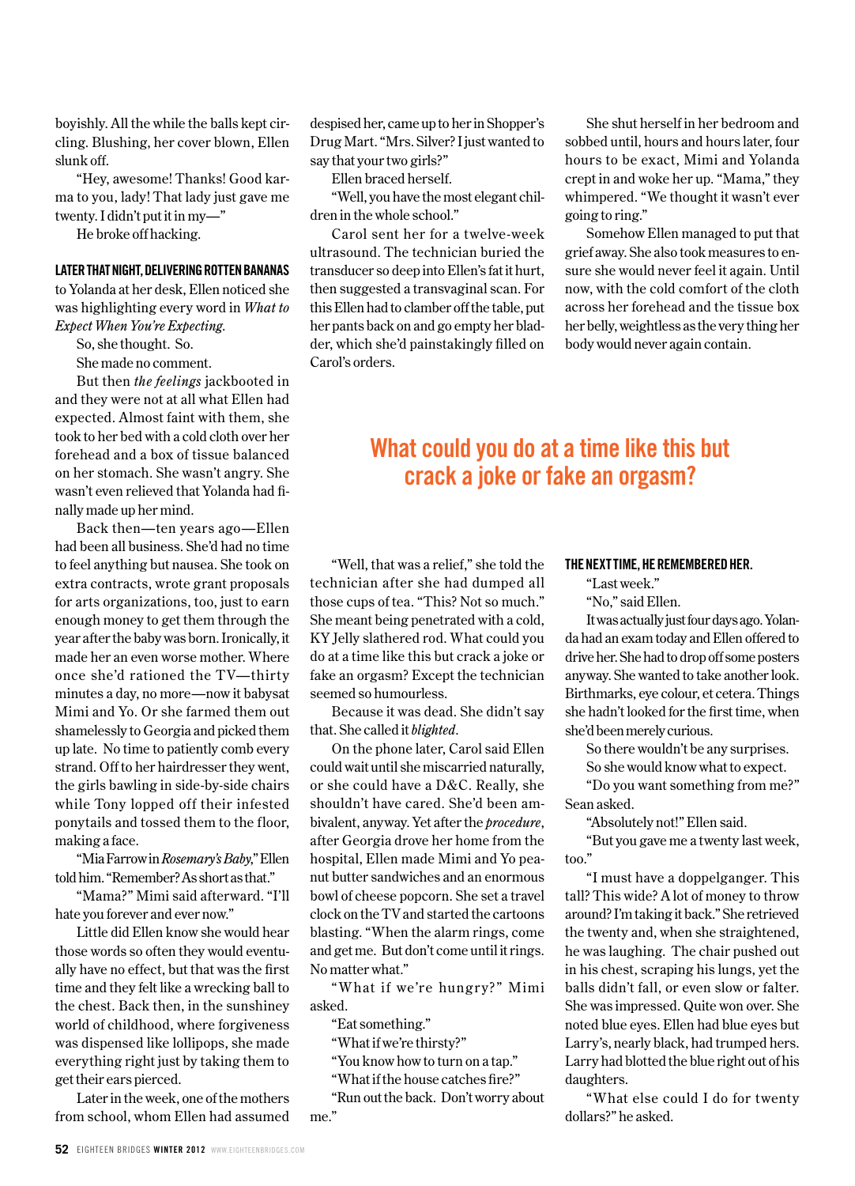boyishly. All the while the balls kept circling. Blushing, her cover blown, Ellen slunk off.

"Hey, awesome! Thanks! Good karma to you, lady! That lady just gave me twenty. I didn't put it in my—"

He broke off hacking.

**LATER THAT NIGHT, DELIVERING ROTTEN BANANAS** to Yolanda at her desk, Ellen noticed she was highlighting every word in *What to Expect When You're Expecting.*

So, she thought. So.

She made no comment.

But then *the feelings* jackbooted in and they were not at all what Ellen had expected. Almost faint with them, she took to her bed with a cold cloth over her forehead and a box of tissue balanced on her stomach. She wasn't angry. She wasn't even relieved that Yolanda had finally made up her mind.

Back then—ten years ago—Ellen had been all business. She'd had no time to feel anything but nausea. She took on extra contracts, wrote grant proposals for arts organizations, too, just to earn enough money to get them through the year after the baby was born. Ironically, it made her an even worse mother. Where once she'd rationed the TV—thirty minutes a day, no more—now it babysat Mimi and Yo. Or she farmed them out shamelessly to Georgia and picked them up late. No time to patiently comb every strand. Off to her hairdresser they went, the girls bawling in side-by-side chairs while Tony lopped off their infested ponytails and tossed them to the floor, making a face.

"Mia Farrow in *Rosemary's Baby*," Ellen told him. "Remember? As short as that."

"Mama?" Mimi said afterward. "I'll hate you forever and ever now."

Little did Ellen know she would hear those words so often they would eventually have no effect, but that was the first time and they felt like a wrecking ball to the chest. Back then, in the sunshiney world of childhood, where forgiveness was dispensed like lollipops, she made everything right just by taking them to get their ears pierced.

Later in the week, one of the mothers from school, whom Ellen had assumed despised her, came up to her in Shopper's Drug Mart. "Mrs. Silver? I just wanted to say that your two girls?"

Ellen braced herself.

"Well, you have the most elegant children in the whole school."

Carol sent her for a twelve-week ultrasound. The technician buried the transducer so deep into Ellen's fat it hurt, then suggested a transvaginal scan. For this Ellen had to clamber off the table, put her pants back on and go empty her bladder, which she'd painstakingly filled on Carol's orders.

She shut herself in her bedroom and sobbed until, hours and hours later, four hours to be exact, Mimi and Yolanda crept in and woke her up. "Mama," they whimpered. "We thought it wasn't ever going to ring."

Somehow Ellen managed to put that grief away. She also took measures to ensure she would never feel it again. Until now, with the cold comfort of the cloth across her forehead and the tissue box her belly, weightless as the very thing her body would never again contain.

## What could you do at a time like this but crack a joke or fake an orgasm?

"Well, that was a relief," she told the technician after she had dumped all those cups of tea. "This? Not so much." She meant being penetrated with a cold, KY Jelly slathered rod. What could you do at a time like this but crack a joke or fake an orgasm? Except the technician seemed so humourless.

Because it was dead. She didn't say that. She called it *blighted*.

On the phone later, Carol said Ellen could wait until she miscarried naturally, or she could have a D&C. Really, she shouldn't have cared. She'd been ambivalent, anyway. Yet after the *procedure*, after Georgia drove her home from the hospital, Ellen made Mimi and Yo peanut butter sandwiches and an enormous bowl of cheese popcorn. She set a travel clock on the TV and started the cartoons blasting. "When the alarm rings, come and get me. But don't come until it rings. No matter what."

"What if we're hungry?" Mimi asked.

"Eat something."

"What if we're thirsty?"

"You know how to turn on a tap."

"What if the house catches fire?"

"Run out the back. Don't worry about me."

**THE NEXT TIME, HE REMEMBERED HER.**

"Last week."

"No," said Ellen.

It was actually just four days ago. Yolanda had an exam today and Ellen offered to drive her. She had to drop off some posters anyway. She wanted to take another look. Birthmarks, eye colour, et cetera. Things she hadn't looked for the first time, when she'd been merely curious.

So there wouldn't be any surprises.

So she would know what to expect.

"Do you want something from me?" Sean asked.

"Absolutely not!" Ellen said.

"But you gave me a twenty last week, too."

"I must have a doppelganger. This tall? This wide? A lot of money to throw around? I'm taking it back." She retrieved the twenty and, when she straightened, he was laughing. The chair pushed out in his chest, scraping his lungs, yet the balls didn't fall, or even slow or falter. She was impressed. Quite won over. She noted blue eyes. Ellen had blue eyes but Larry's, nearly black, had trumped hers. Larry had blotted the blue right out of his daughters.

"What else could I do for twenty dollars?" he asked.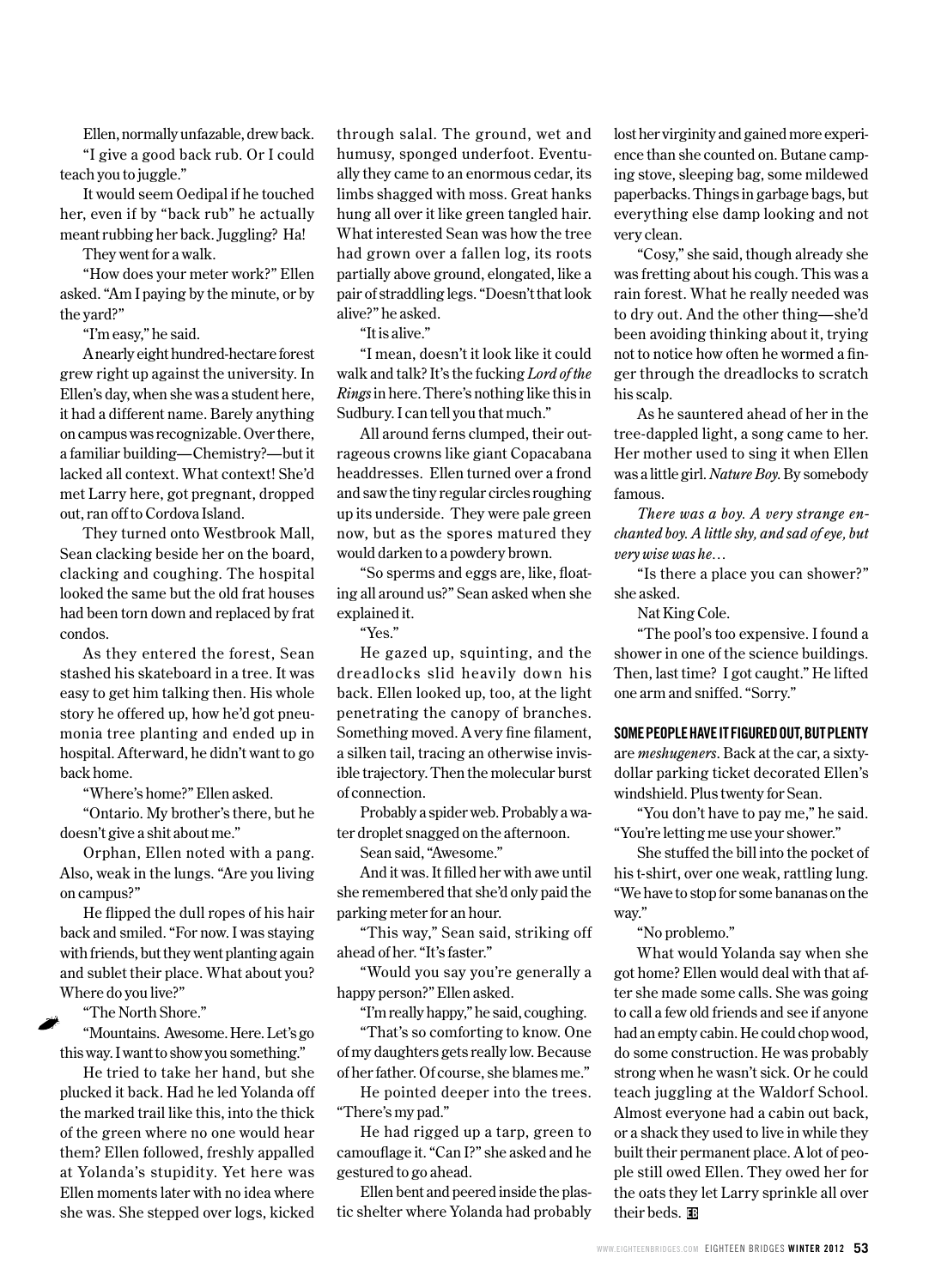Ellen, normally unfazable, drew back.

"I give a good back rub. Or I could teach you to juggle."

It would seem Oedipal if he touched her, even if by "back rub" he actually meant rubbing her back. Juggling? Ha!

They went for a walk.

"How does your meter work?" Ellen asked. "Am I paying by the minute, or by the yard?"

"I'm easy," he said.

A nearly eight hundred-hectare forest grew right up against the university. In Ellen's day, when she was a student here, it had a different name. Barely anything on campus was recognizable. Over there, a familiar building—Chemistry?—but it lacked all context. What context! She'd met Larry here, got pregnant, dropped out, ran off to Cordova Island.

They turned onto Westbrook Mall, Sean clacking beside her on the board, clacking and coughing. The hospital looked the same but the old frat houses had been torn down and replaced by frat condos.

As they entered the forest, Sean stashed his skateboard in a tree. It was easy to get him talking then. His whole story he offered up, how he'd got pneumonia tree planting and ended up in hospital. Afterward, he didn't want to go back home.

"Where's home?" Ellen asked.

"Ontario. My brother's there, but he doesn't give a shit about me."

Orphan, Ellen noted with a pang. Also, weak in the lungs. "Are you living on campus?"

He flipped the dull ropes of his hair back and smiled. "For now. I was staying with friends, but they went planting again and sublet their place. What about you? Where do you live?"

"The North Shore."

"Mountains. Awesome. Here. Let's go this way. I want to show you something."

He tried to take her hand, but she plucked it back. Had he led Yolanda off the marked trail like this, into the thick of the green where no one would hear them? Ellen followed, freshly appalled at Yolanda's stupidity. Yet here was Ellen moments later with no idea where she was. She stepped over logs, kicked through salal. The ground, wet and humusy, sponged underfoot. Eventually they came to an enormous cedar, its limbs shagged with moss. Great hanks hung all over it like green tangled hair. What interested Sean was how the tree had grown over a fallen log, its roots partially above ground, elongated, like a pair of straddling legs. "Doesn't that look alive?" he asked.

"It is alive."

"I mean, doesn't it look like it could walk and talk? It's the fucking *Lord of the Rings* in here. There's nothing like this in Sudbury. I can tell you that much."

All around ferns clumped, their outrageous crowns like giant Copacabana headdresses. Ellen turned over a frond and saw the tiny regular circles roughing up its underside. They were pale green now, but as the spores matured they would darken to a powdery brown.

"So sperms and eggs are, like, floating all around us?" Sean asked when she explained it.

"Yes."

He gazed up, squinting, and the dreadlocks slid heavily down his back. Ellen looked up, too, at the light penetrating the canopy of branches. Something moved. A very fine filament, a silken tail, tracing an otherwise invisible trajectory. Then the molecular burst of connection.

Probably a spider web. Probably a water droplet snagged on the afternoon.

Sean said, "Awesome."

And it was. It filled her with awe until she remembered that she'd only paid the parking meter for an hour.

"This way," Sean said, striking off ahead of her. "It's faster."

"Would you say you're generally a happy person?" Ellen asked.

"I'm really happy," he said, coughing.

"That's so comforting to know. One of my daughters gets really low. Because of her father. Of course, she blames me."

He pointed deeper into the trees. "There's my pad."

He had rigged up a tarp, green to camouflage it. "Can I?" she asked and he gestured to go ahead.

Ellen bent and peered inside the plastic shelter where Yolanda had probably lost her virginity and gained more experience than she counted on. Butane camping stove, sleeping bag, some mildewed paperbacks. Things in garbage bags, but everything else damp looking and not very clean.

"Cosy," she said, though already she was fretting about his cough. This was a rain forest. What he really needed was to dry out. And the other thing—she'd been avoiding thinking about it, trying not to notice how often he wormed a finger through the dreadlocks to scratch his scalp.

As he sauntered ahead of her in the tree-dappled light, a song came to her. Her mother used to sing it when Ellen was a little girl. *Nature Boy.* By somebody famous.

*There was a boy. A very strange enchanted boy. A little shy, and sad of eye, but very wise was he…*

"Is there a place you can shower?" she asked.

Nat King Cole.

"The pool's too expensive. I found a shower in one of the science buildings. Then, last time? I got caught." He lifted one arm and sniffed. "Sorry."

**SOME PEOPLE HAVE IT FIGURED OUT, BUT PLENTY** are *meshugeners*. Back at the car, a sixty-dollar parking ticket decorated Ellen's windshield. Plus twenty for Sean.

"You don't have to pay me," he said. "You're letting me use your shower."

She stuffed the bill into the pocket of his t-shirt, over one weak, rattling lung. "We have to stop for some bananas on the way."

"No problemo."

What would Yolanda say when she got home? Ellen would deal with that after she made some calls. She was going to call a few old friends and see if anyone had an empty cabin. He could chop wood, do some construction. He was probably strong when he wasn't sick. Or he could teach juggling at the Waldorf School. Almost everyone had a cabin out back, or a shack they used to live in while they built their permanent place. A lot of people still owed Ellen. They owed her for the oats they let Larry sprinkle all over their beds.